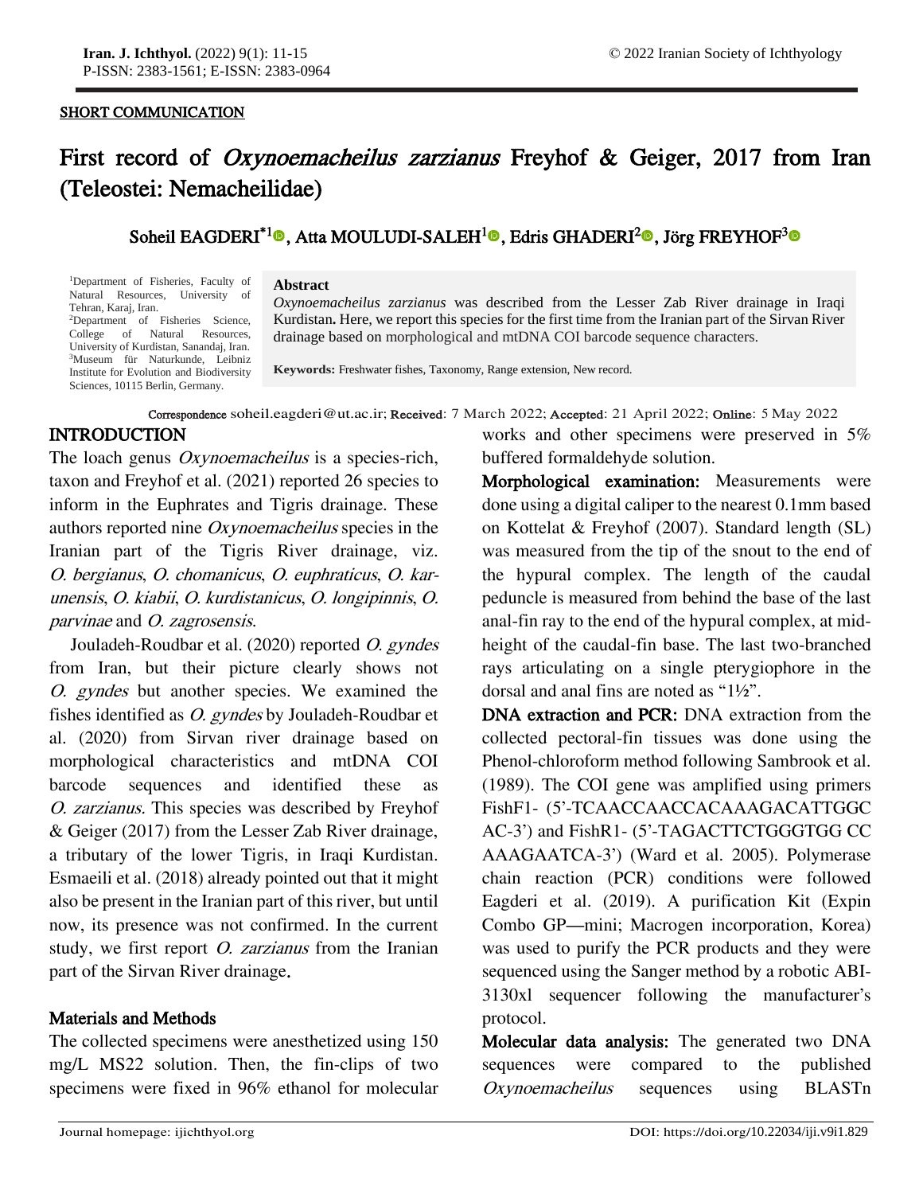SHORT COMMUNICATION

# First record of *Oxynoemacheilus zarzianus* Freyhof & Geiger, 2017 from Iran (Teleostei: Nemacheilidae)

Soheil EAGDERI[*1], Atta MOULUDI-SALEH[1], Edris GHADERI[2], Jörg FREYHOF[3]

[1]Department of Fisheries, Faculty of Natural Resources, University of Tehran, Karaj, Iran.
[2]Department of Fisheries Science, College of Natural Resources, University of Kurdistan, Sanandaj, Iran.
[3]Museum für Naturkunde, Leibniz Institute for Evolution and Biodiversity Sciences, 10115 Berlin, Germany.

**Abstract**

*Oxynoemacheilus zarzianus* was described from the Lesser Zab River drainage in Iraqi Kurdistan. Here, we report this species for the first time from the Iranian part of the Sirvan River drainage based on morphological and mtDNA COI barcode sequence characters.

**Keywords:** Freshwater fishes, Taxonomy, Range extension, New record.

Correspondence soheil.eagderi@ut.ac.ir; Received: 7 March 2022; Accepted: 21 April 2022; Online: 5 May 2022

## INTRODUCTION

The loach genus *Oxynoemacheilus* is a species-rich, taxon and Freyhof et al. (2021) reported 26 species to inform in the Euphrates and Tigris drainage. These authors reported nine *Oxynoemacheilus* species in the Iranian part of the Tigris River drainage, viz. *O. bergianus*, *O. chomanicus*, *O. euphraticus*, *O. karunensis*, *O. kiabii*, *O. kurdistanicus*, *O. longipinnis*, *O. parvinae* and *O. zagrosensis*.

Jouladeh-Roudbar et al. (2020) reported *O. gyndes* from Iran, but their picture clearly shows not *O. gyndes* but another species. We examined the fishes identified as *O. gyndes* by Jouladeh-Roudbar et al. (2020) from Sirvan river drainage based on morphological characteristics and mtDNA COI barcode sequences and identified these as *O. zarzianus*. This species was described by Freyhof & Geiger (2017) from the Lesser Zab River drainage, a tributary of the lower Tigris, in Iraqi Kurdistan. Esmaeili et al. (2018) already pointed out that it might also be present in the Iranian part of this river, but until now, its presence was not confirmed. In the current study, we first report *O. zarzianus* from the Iranian part of the Sirvan River drainage.

## Materials and Methods

The collected specimens were anesthetized using 150 mg/L MS22 solution. Then, the fin-clips of two specimens were fixed in 96% ethanol for molecular works and other specimens were preserved in 5% buffered formaldehyde solution.

**Morphological examination:** Measurements were done using a digital caliper to the nearest 0.1mm based on Kottelat & Freyhof (2007). Standard length (SL) was measured from the tip of the snout to the end of the hypural complex. The length of the caudal peduncle is measured from behind the base of the last anal-fin ray to the end of the hypural complex, at mid-height of the caudal-fin base. The last two-branched rays articulating on a single pterygiophore in the dorsal and anal fins are noted as "1½".

**DNA extraction and PCR:** DNA extraction from the collected pectoral-fin tissues was done using the Phenol-chloroform method following Sambrook et al. (1989). The COI gene was amplified using primers FishF1- (5'-TCAACCAACCACAAAGACATTGGC AC-3') and FishR1- (5'-TAGACTTCTGGGTGG CC AAAGAATCA-3') (Ward et al. 2005). Polymerase chain reaction (PCR) conditions were followed Eagderi et al. (2019). A purification Kit (Expin Combo GP—mini; Macrogen incorporation, Korea) was used to purify the PCR products and they were sequenced using the Sanger method by a robotic ABI-3130xl sequencer following the manufacturer's protocol.

**Molecular data analysis:** The generated two DNA sequences were compared to the published *Oxynoemacheilus* sequences using BLASTn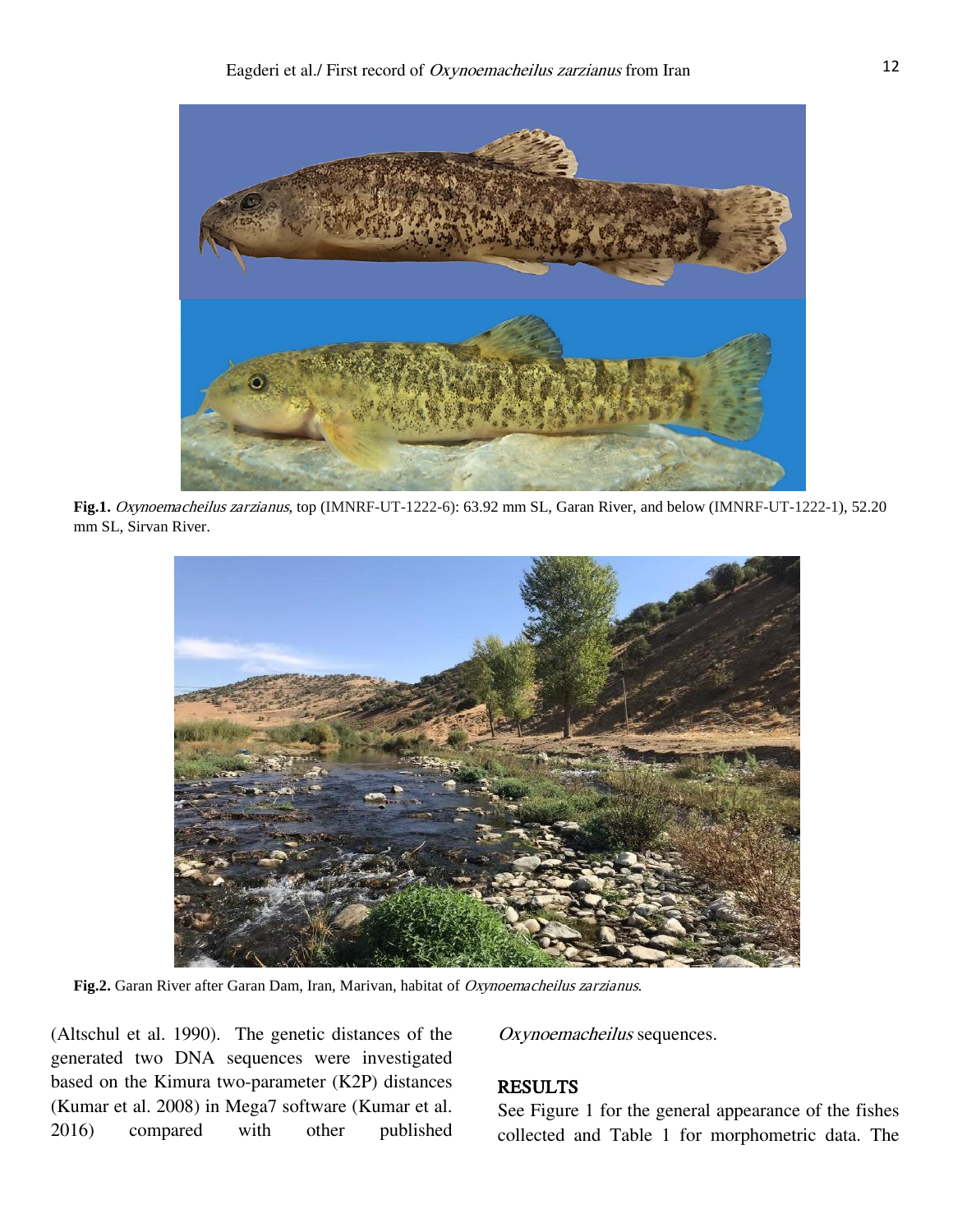**Fig.1.** *Oxynoemacheilus zarzianus*, top (IMNRF-UT-1222-6): 63.92 mm SL, Garan River, and below (IMNRF-UT-1222-1), 52.20 mm SL, Sirvan River.

**Fig.2.** Garan River after Garan Dam, Iran, Marivan, habitat of *Oxynoemacheilus zarzianus*.

(Altschul et al. 1990). The genetic distances of the generated two DNA sequences were investigated based on the Kimura two-parameter (K2P) distances (Kumar et al. 2008) in Mega7 software (Kumar et al. 2016) compared with other published *Oxynoemacheilus* sequences.

## RESULTS

See Figure 1 for the general appearance of the fishes collected and Table 1 for morphometric data. The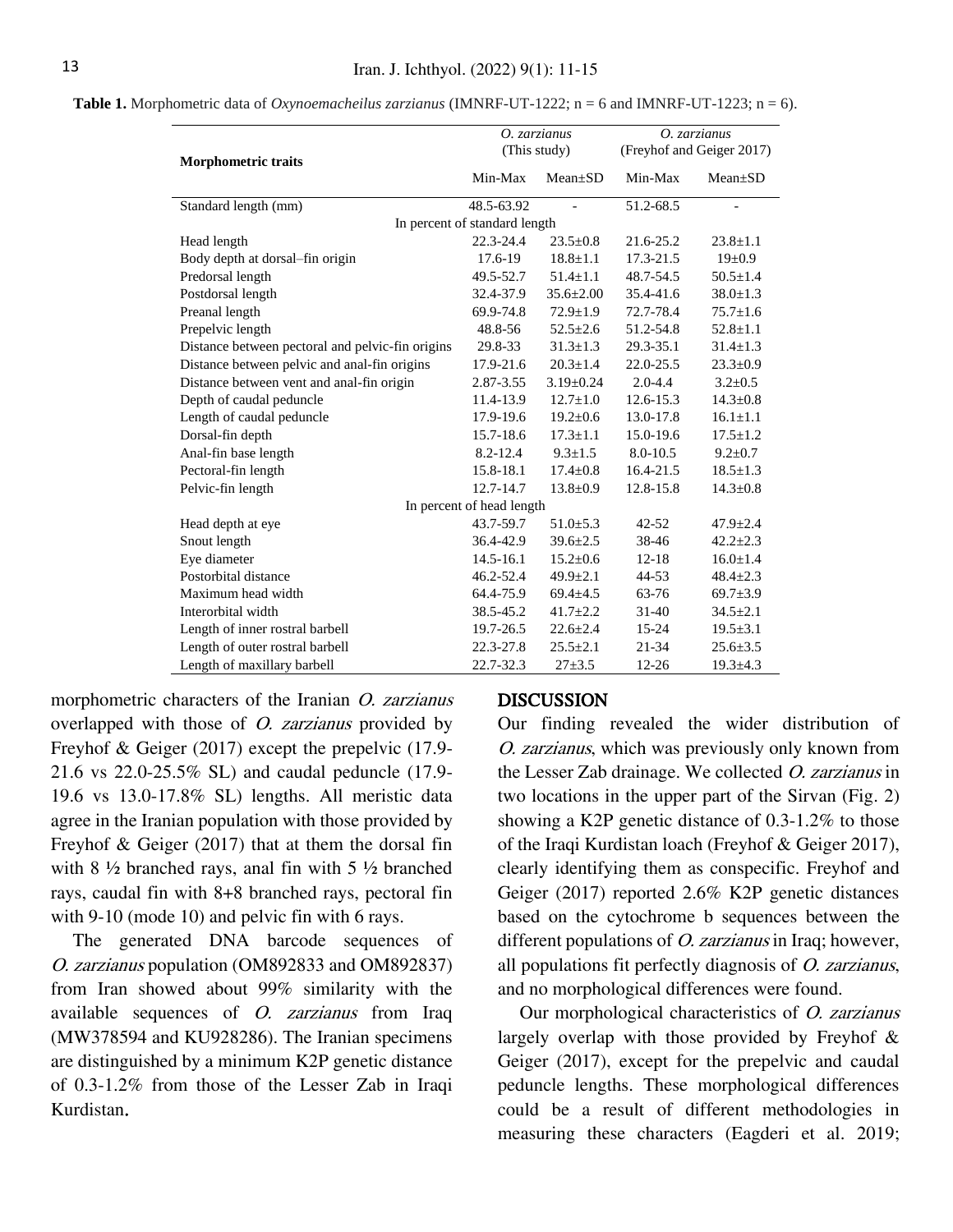**Table 1.** Morphometric data of *Oxynoemacheilus zarzianus* (IMNRF-UT-1222; n = 6 and IMNRF-UT-1223; n = 6).

| Morphometric traits | *O. zarzianus* (This study) | | *O. zarzianus* (Freyhof and Geiger 2017) | |
|---|---|---|---|---|
| | Min-Max | Mean±SD | Min-Max | Mean±SD |
| Standard length (mm) | 48.5-63.92 | - | 51.2-68.5 | - |
| In percent of standard length | | | | |
| Head length | 22.3-24.4 | 23.5±0.8 | 21.6-25.2 | 23.8±1.1 |
| Body depth at dorsal–fin origin | 17.6-19 | 18.8±1.1 | 17.3-21.5 | 19±0.9 |
| Predorsal length | 49.5-52.7 | 51.4±1.1 | 48.7-54.5 | 50.5±1.4 |
| Postdorsal length | 32.4-37.9 | 35.6±2.00 | 35.4-41.6 | 38.0±1.3 |
| Preanal length | 69.9-74.8 | 72.9±1.9 | 72.7-78.4 | 75.7±1.6 |
| Prepelvic length | 48.8-56 | 52.5±2.6 | 51.2-54.8 | 52.8±1.1 |
| Distance between pectoral and pelvic-fin origins | 29.8-33 | 31.3±1.3 | 29.3-35.1 | 31.4±1.3 |
| Distance between pelvic and anal-fin origins | 17.9-21.6 | 20.3±1.4 | 22.0-25.5 | 23.3±0.9 |
| Distance between vent and anal-fin origin | 2.87-3.55 | 3.19±0.24 | 2.0-4.4 | 3.2±0.5 |
| Depth of caudal peduncle | 11.4-13.9 | 12.7±1.0 | 12.6-15.3 | 14.3±0.8 |
| Length of caudal peduncle | 17.9-19.6 | 19.2±0.6 | 13.0-17.8 | 16.1±1.1 |
| Dorsal-fin depth | 15.7-18.6 | 17.3±1.1 | 15.0-19.6 | 17.5±1.2 |
| Anal-fin base length | 8.2-12.4 | 9.3±1.5 | 8.0-10.5 | 9.2±0.7 |
| Pectoral-fin length | 15.8-18.1 | 17.4±0.8 | 16.4-21.5 | 18.5±1.3 |
| Pelvic-fin length | 12.7-14.7 | 13.8±0.9 | 12.8-15.8 | 14.3±0.8 |
| In percent of head length | | | | |
| Head depth at eye | 43.7-59.7 | 51.0±5.3 | 42-52 | 47.9±2.4 |
| Snout length | 36.4-42.9 | 39.6±2.5 | 38-46 | 42.2±2.3 |
| Eye diameter | 14.5-16.1 | 15.2±0.6 | 12-18 | 16.0±1.4 |
| Postorbital distance | 46.2-52.4 | 49.9±2.1 | 44-53 | 48.4±2.3 |
| Maximum head width | 64.4-75.9 | 69.4±4.5 | 63-76 | 69.7±3.9 |
| Interorbital width | 38.5-45.2 | 41.7±2.2 | 31-40 | 34.5±2.1 |
| Length of inner rostral barbell | 19.7-26.5 | 22.6±2.4 | 15-24 | 19.5±3.1 |
| Length of outer rostral barbell | 22.3-27.8 | 25.5±2.1 | 21-34 | 25.6±3.5 |
| Length of maxillary barbell | 22.7-32.3 | 27±3.5 | 12-26 | 19.3±4.3 |

morphometric characters of the Iranian *O. zarzianus* overlapped with those of *O. zarzianus* provided by Freyhof & Geiger (2017) except the prepelvic (17.9-21.6 vs 22.0-25.5% SL) and caudal peduncle (17.9-19.6 vs 13.0-17.8% SL) lengths. All meristic data agree in the Iranian population with those provided by Freyhof & Geiger (2017) that at them the dorsal fin with 8 ½ branched rays, anal fin with 5 ½ branched rays, caudal fin with 8+8 branched rays, pectoral fin with 9-10 (mode 10) and pelvic fin with 6 rays.

The generated DNA barcode sequences of *O. zarzianus* population (OM892833 and OM892837) from Iran showed about 99% similarity with the available sequences of *O. zarzianus* from Iraq (MW378594 and KU928286). The Iranian specimens are distinguished by a minimum K2P genetic distance of 0.3-1.2% from those of the Lesser Zab in Iraqi Kurdistan.

## DISCUSSION

Our finding revealed the wider distribution of *O. zarzianus*, which was previously only known from the Lesser Zab drainage. We collected *O. zarzianus* in two locations in the upper part of the Sirvan (Fig. 2) showing a K2P genetic distance of 0.3-1.2% to those of the Iraqi Kurdistan loach (Freyhof & Geiger 2017), clearly identifying them as conspecific. Freyhof and Geiger (2017) reported 2.6% K2P genetic distances based on the cytochrome b sequences between the different populations of *O. zarzianus* in Iraq; however, all populations fit perfectly diagnosis of *O. zarzianus*, and no morphological differences were found.

Our morphological characteristics of *O. zarzianus* largely overlap with those provided by Freyhof & Geiger (2017), except for the prepelvic and caudal peduncle lengths. These morphological differences could be a result of different methodologies in measuring these characters (Eagderi et al. 2019;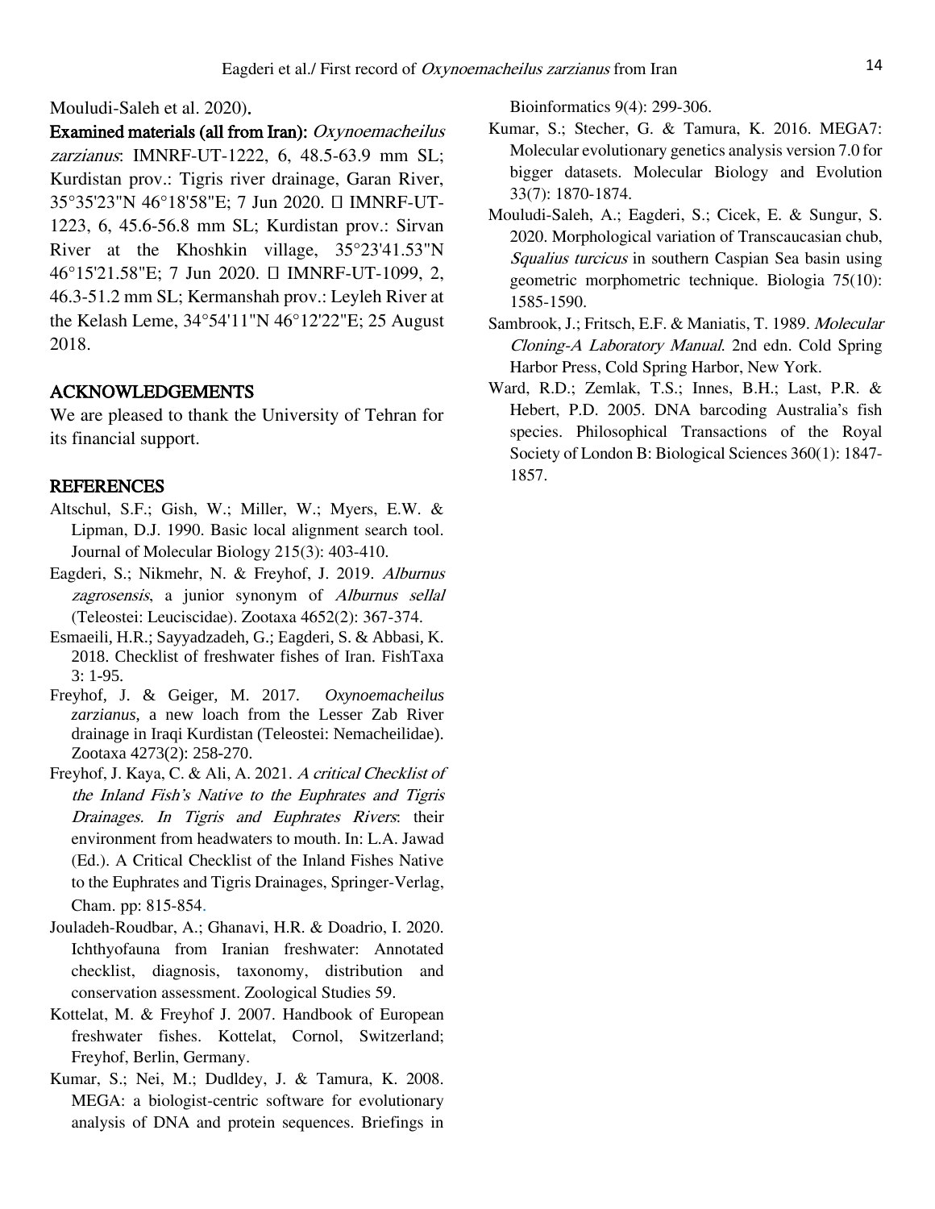Mouludi-Saleh et al. 2020).

**Examined materials (all from Iran):** *Oxynoemacheilus zarzianus*: IMNRF-UT-1222, 6, 48.5-63.9 mm SL; Kurdistan prov.: Tigris river drainage, Garan River, 35°35'23"N 46°18'58"E; 7 Jun 2020. □ IMNRF-UT-1223, 6, 45.6-56.8 mm SL; Kurdistan prov.: Sirvan River at the Khoshkin village, 35°23'41.53"N 46°15'21.58"E; 7 Jun 2020. □ IMNRF-UT-1099, 2, 46.3-51.2 mm SL; Kermanshah prov.: Leyleh River at the Kelash Leme, 34°54'11"N 46°12'22"E; 25 August 2018.

## ACKNOWLEDGEMENTS

We are pleased to thank the University of Tehran for its financial support.

## REFERENCES

Altschul, S.F.; Gish, W.; Miller, W.; Myers, E.W. & Lipman, D.J. 1990. Basic local alignment search tool. Journal of Molecular Biology 215(3): 403-410.

Eagderi, S.; Nikmehr, N. & Freyhof, J. 2019. *Alburnus zagrosensis*, a junior synonym of *Alburnus sellal* (Teleostei: Leuciscidae). Zootaxa 4652(2): 367-374.

Esmaeili, H.R.; Sayyadzadeh, G.; Eagderi, S. & Abbasi, K. 2018. Checklist of freshwater fishes of Iran. FishTaxa 3: 1-95.

Freyhof, J. & Geiger, M. 2017. *Oxynoemacheilus zarzianus*, a new loach from the Lesser Zab River drainage in Iraqi Kurdistan (Teleostei: Nemacheilidae). Zootaxa 4273(2): 258-270.

Freyhof, J. Kaya, C. & Ali, A. 2021. *A critical Checklist of the Inland Fish's Native to the Euphrates and Tigris Drainages. In Tigris and Euphrates Rivers*: their environment from headwaters to mouth. In: L.A. Jawad (Ed.). A Critical Checklist of the Inland Fishes Native to the Euphrates and Tigris Drainages, Springer-Verlag, Cham. pp: 815-854.

Jouladeh-Roudbar, A.; Ghanavi, H.R. & Doadrio, I. 2020. Ichthyofauna from Iranian freshwater: Annotated checklist, diagnosis, taxonomy, distribution and conservation assessment. Zoological Studies 59.

Kottelat, M. & Freyhof J. 2007. Handbook of European freshwater fishes. Kottelat, Cornol, Switzerland; Freyhof, Berlin, Germany.

Kumar, S.; Nei, M.; Dudldey, J. & Tamura, K. 2008. MEGA: a biologist-centric software for evolutionary analysis of DNA and protein sequences. Briefings in Bioinformatics 9(4): 299-306.

Kumar, S.; Stecher, G. & Tamura, K. 2016. MEGA7: Molecular evolutionary genetics analysis version 7.0 for bigger datasets. Molecular Biology and Evolution 33(7): 1870-1874.

Mouludi-Saleh, A.; Eagderi, S.; Cicek, E. & Sungur, S. 2020. Morphological variation of Transcaucasian chub, *Squalius turcicus* in southern Caspian Sea basin using geometric morphometric technique. Biologia 75(10): 1585-1590.

Sambrook, J.; Fritsch, E.F. & Maniatis, T. 1989. *Molecular Cloning-A Laboratory Manual*. 2nd edn. Cold Spring Harbor Press, Cold Spring Harbor, New York.

Ward, R.D.; Zemlak, T.S.; Innes, B.H.; Last, P.R. & Hebert, P.D. 2005. DNA barcoding Australia's fish species. Philosophical Transactions of the Royal Society of London B: Biological Sciences 360(1): 1847-1857.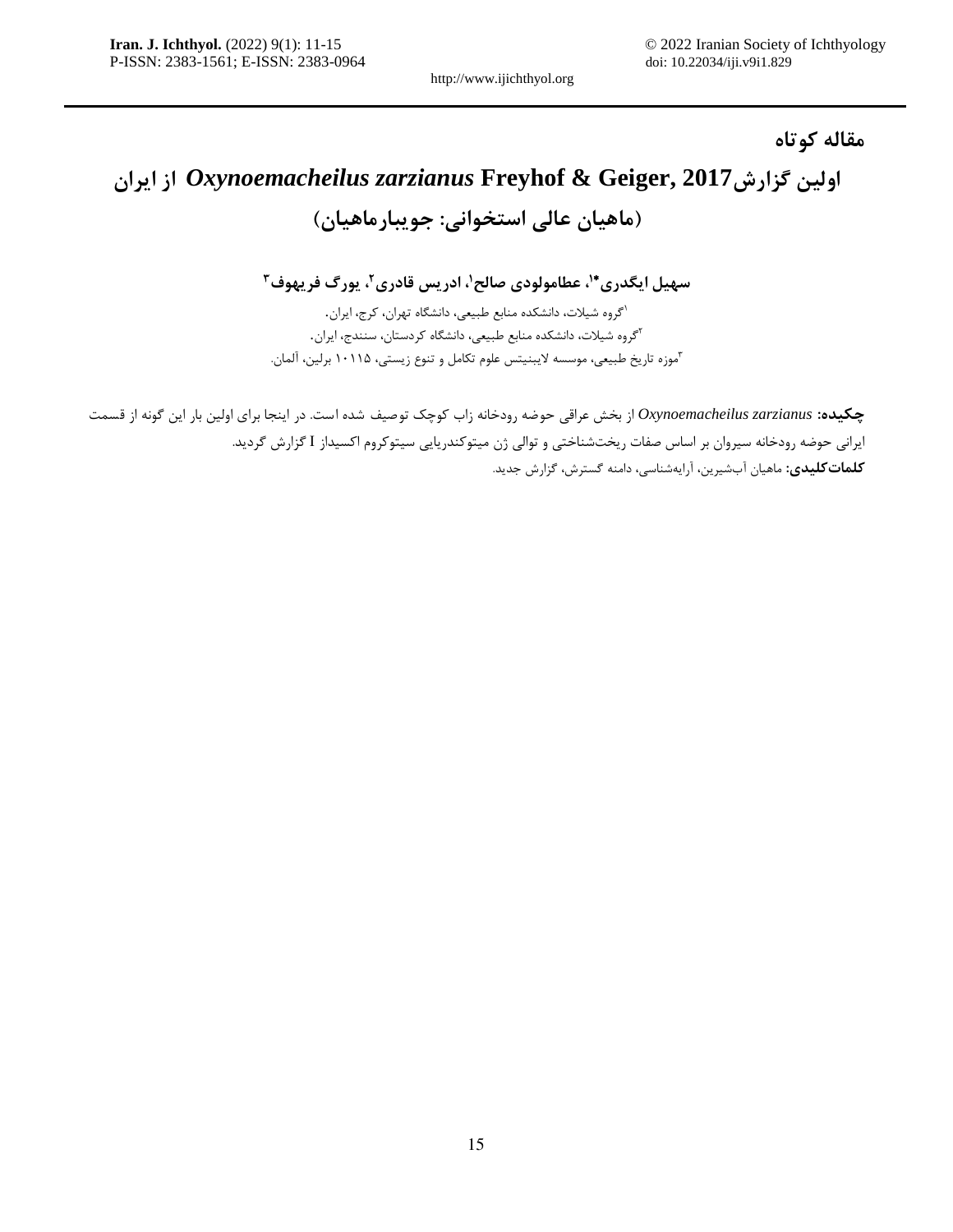مقاله کوتاه

# اولین گزارش *Oxynoemacheilus zarzianus* Freyhof & Geiger, 2017 از ایران (ماهیان عالی استخوانی: جویبارماهیان)

**سهیل ایگدری*[1]، عطامولودی صالح[1]، ادریس قادری[2]، یورگ فریهوف[3]**

[1]گروه شیلات، دانشکده منابع طبیعی، دانشگاه تهران، کرج، ایران.
[2]گروه شیلات، دانشکده منابع طبیعی، دانشگاه کردستان، سنندج، ایران.
[3]موزه تاریخ طبیعی، موسسه لایبنیتس علوم تکامل و تنوع زیستی، ۱۰۱۱۵ برلین، آلمان.

**چکیده:** *Oxynoemacheilus zarzianus* از بخش عراقی حوضه رودخانه زاب کوچک توصیف شده است. در اینجا برای اولین بار این گونه از قسمت ایرانی حوضه رودخانه سیروان بر اساس صفات ریخت‌شناختی و توالی ژن میتوکندریایی سیتوکروم اکسیداز I گزارش گردید.

**کلمات‌کلیدی:** ماهیان آب‌شیرین، آرایه‌شناسی، دامنه گسترش، گزارش جدید.